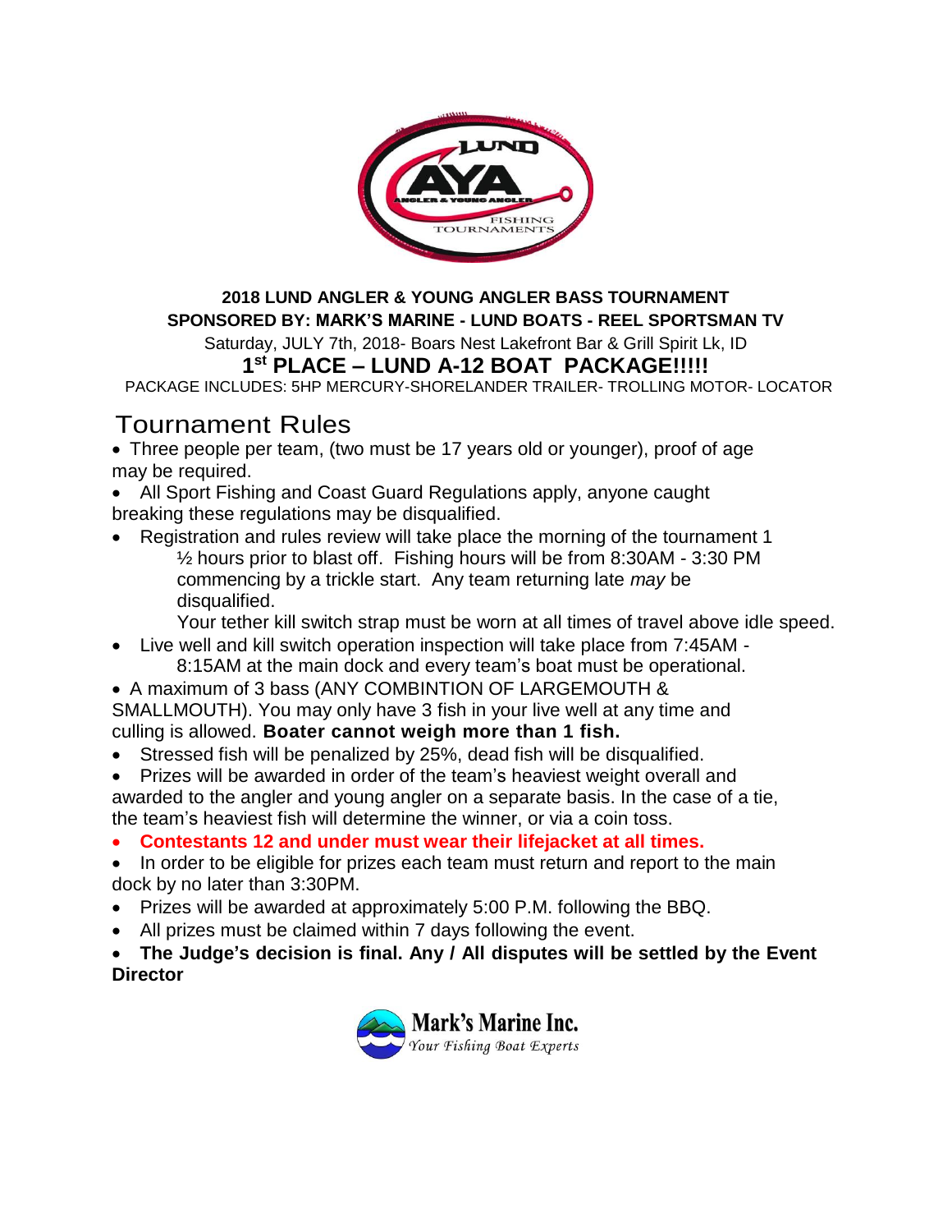**2018 LUND ANGLER & YOUNG ANGLER BASS TOURNAMENT**

**SPONSORED BY: MARK'S MARINE - LUND BOATS - REEL SPORTSMAN TV**

Saturday, JULY 7th, 2018- Boars Nest Lakefront Bar & Grill Spirit Lk, ID

## 1st PLACE – LUND A-12 BOAT PACKAGE!!!!!

PACKAGE INCLUDES: 5HP MERCURY-SHORELANDER TRAILER- TROLLING MOTOR- LOCATOR

# Tournament Rules

- Three people per team, (two must be 17 years old or younger), proof of age may be required.
- All Sport Fishing and Coast Guard Regulations apply, anyone caught breaking these regulations may be disqualified.
- Registration and rules review will take place the morning of the tournament 1 ½ hours prior to blast off. Fishing hours will be from 8:30AM - 3:30 PM commencing by a trickle start. Any team returning late *may* be disqualified.

  Your tether kill switch strap must be worn at all times of travel above idle speed.
- Live well and kill switch operation inspection will take place from 7:45AM - 8:15AM at the main dock and every team's boat must be operational.
- A maximum of 3 bass (ANY COMBINTION OF LARGEMOUTH & SMALLMOUTH). You may only have 3 fish in your live well at any time and culling is allowed. **Boater cannot weigh more than 1 fish.**
- Stressed fish will be penalized by 25%, dead fish will be disqualified.
- Prizes will be awarded in order of the team's heaviest weight overall and awarded to the angler and young angler on a separate basis. In the case of a tie, the team's heaviest fish will determine the winner, or via a coin toss.
- **Contestants 12 and under must wear their lifejacket at all times.**
- In order to be eligible for prizes each team must return and report to the main dock by no later than 3:30PM.
- Prizes will be awarded at approximately 5:00 P.M. following the BBQ.
- All prizes must be claimed within 7 days following the event.
- **The Judge's decision is final. Any / All disputes will be settled by the Event Director**

Mark's Marine Inc.
*Your Fishing Boat Experts*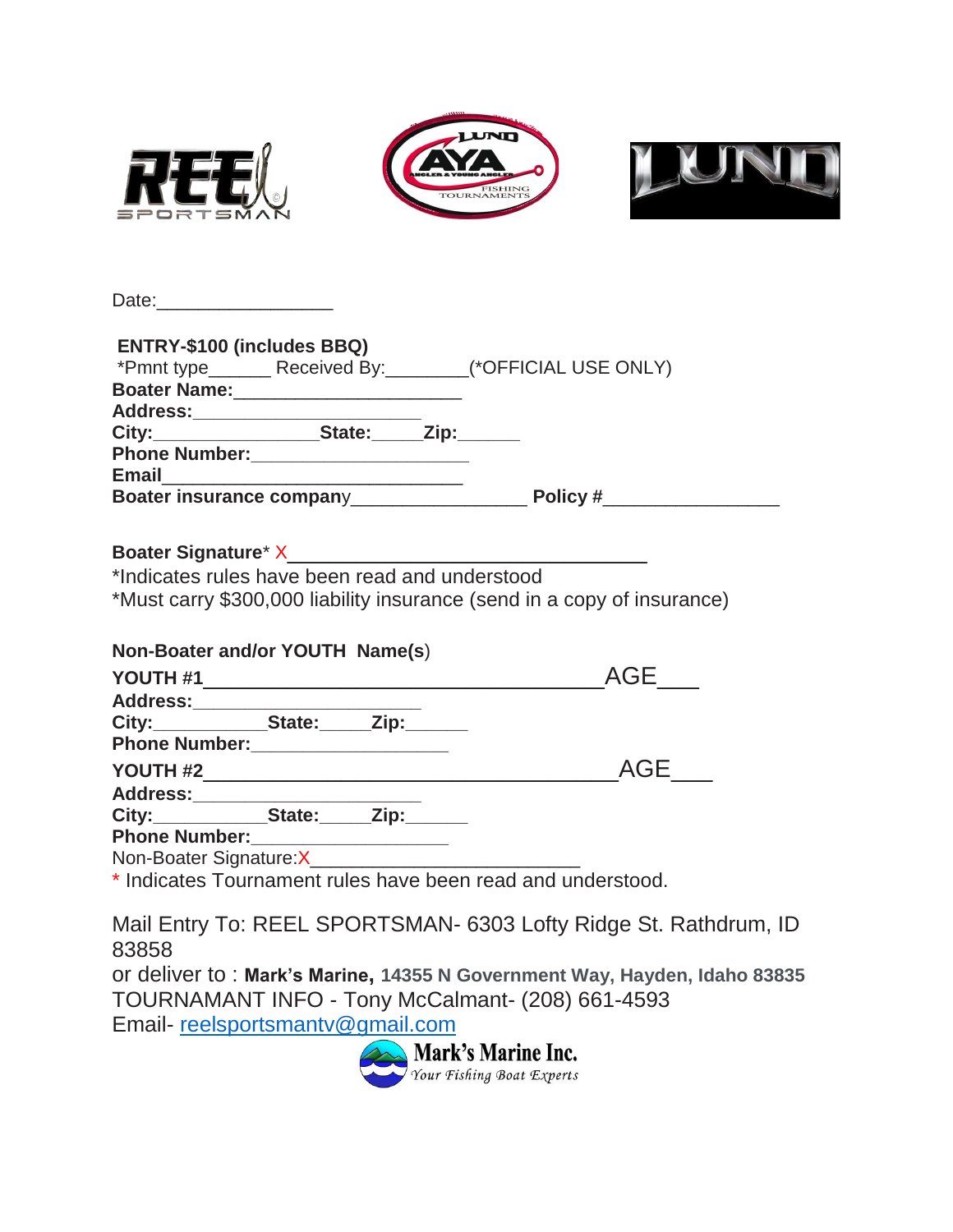Date:_________________

**ENTRY-$100 (includes BBQ)**

*Pmnt type______ Received By:________(*OFFICIAL USE ONLY)

**Boater Name:**______________________

**Address:**______________________

**City:**________________**State:**_____**Zip:**______

**Phone Number:**_____________________

**Email**_____________________________

**Boater insurance company**_________________ **Policy #**_________________

**Boater Signature*** X___________________________________

*Indicates rules have been read and understood

*Must carry $300,000 liability insurance (send in a copy of insurance)

**Non-Boater and/or YOUTH Name(s)**

**YOUTH #1**_____________________________________AGE___

**Address:**______________________

**City:**___________**State:**_____**Zip:**______

**Phone Number:**___________________

**YOUTH #2**_____________________________________AGE___

**Address:**______________________

**City:**___________**State:**_____**Zip:**______

**Phone Number:**___________________

Non-Boater Signature:X__________________________

* Indicates Tournament rules have been read and understood.

Mail Entry To: REEL SPORTSMAN- 6303 Lofty Ridge St. Rathdrum, ID 83858

or deliver to : **Mark's Marine, 14355 N Government Way, Hayden, Idaho 83835**

TOURNAMANT INFO - Tony McCalmant- (208) 661-4593

Email- reelsportsmantv@gmail.com

Mark's Marine Inc.

Your Fishing Boat Experts